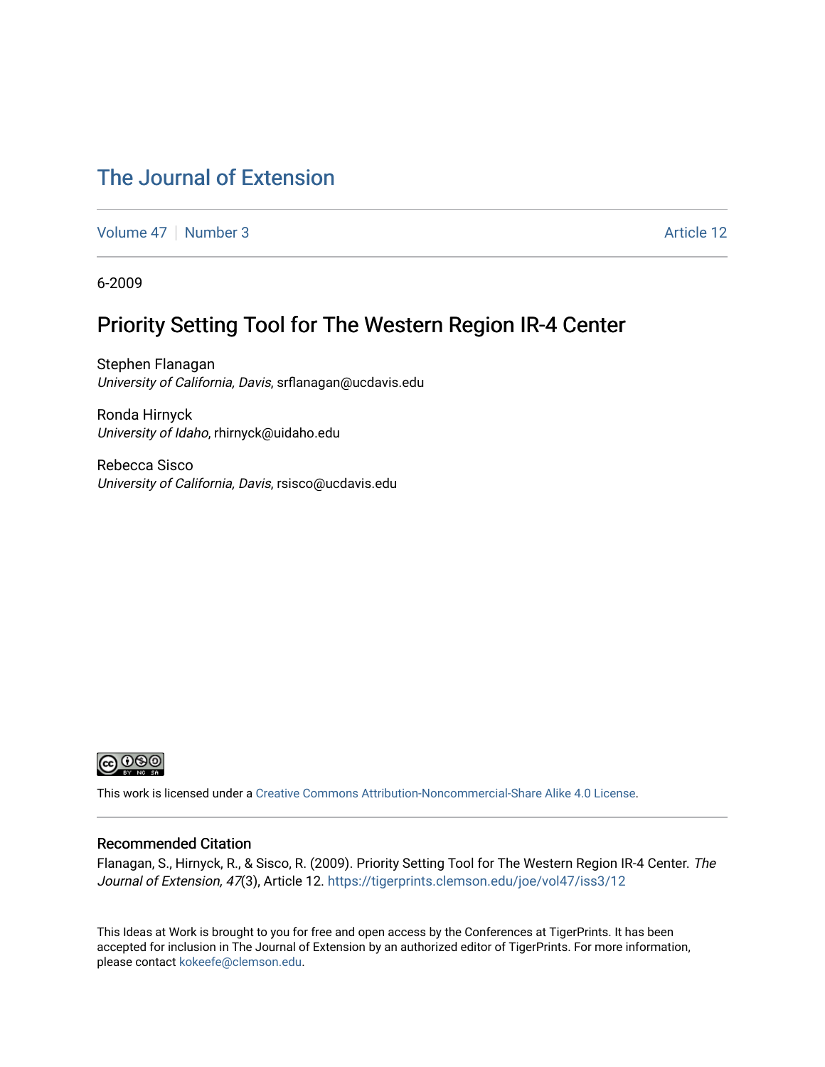# The Journal of Extension

Volume 47 | Number 3 | Article 12

6-2009

## Priority Setting Tool for The Western Region IR-4 Center

Stephen Flanagan
*University of California, Davis*, srflanagan@ucdavis.edu

Ronda Hirnyck
*University of Idaho*, rhirnyck@uidaho.edu

Rebecca Sisco
*University of California, Davis*, rsisco@ucdavis.edu

This work is licensed under a Creative Commons Attribution-Noncommercial-Share Alike 4.0 License.

### Recommended Citation

Flanagan, S., Hirnyck, R., & Sisco, R. (2009). Priority Setting Tool for The Western Region IR-4 Center. *The Journal of Extension, 47*(3), Article 12. https://tigerprints.clemson.edu/joe/vol47/iss3/12

This Ideas at Work is brought to you for free and open access by the Conferences at TigerPrints. It has been accepted for inclusion in The Journal of Extension by an authorized editor of TigerPrints. For more information, please contact kokeefe@clemson.edu.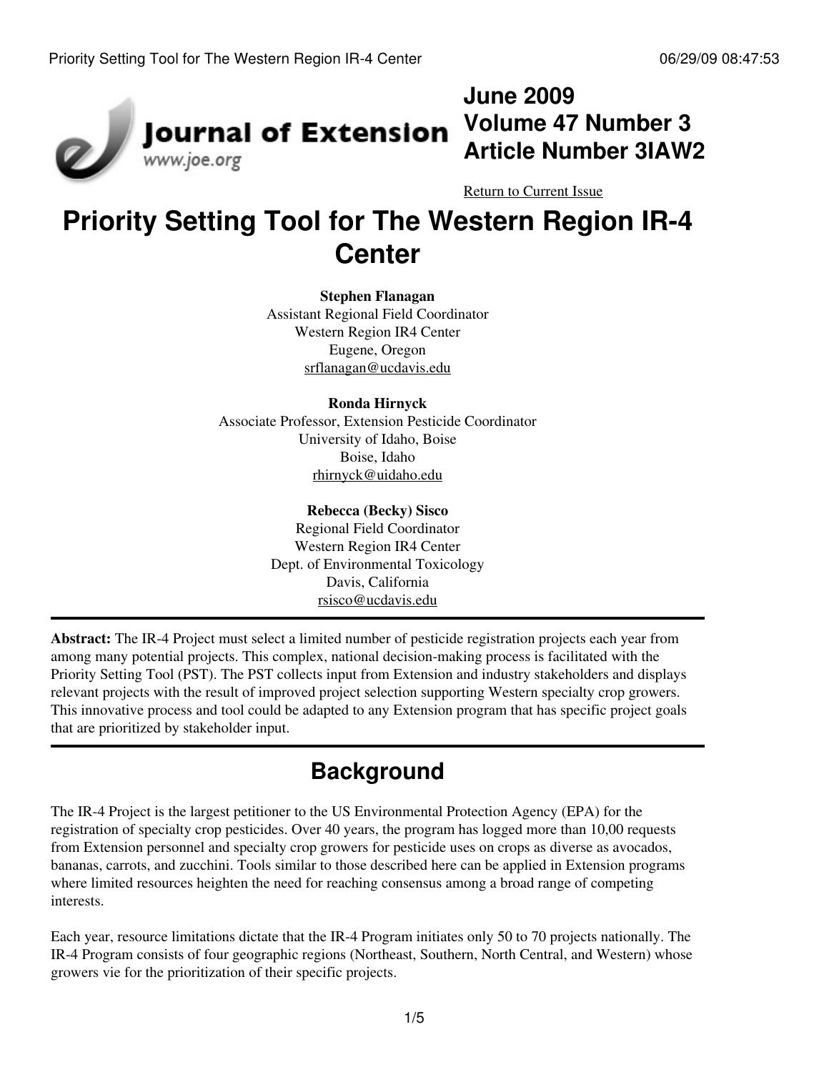# Priority Setting Tool for The Western Region IR-4 Center

**June 2009**
**Volume 47 Number 3**
**Article Number 3IAW2**

Return to Current Issue

**Stephen Flanagan**
Assistant Regional Field Coordinator
Western Region IR4 Center
Eugene, Oregon
srflanagan@ucdavis.edu

**Ronda Hirnyck**
Associate Professor, Extension Pesticide Coordinator
University of Idaho, Boise
Boise, Idaho
rhirnyck@uidaho.edu

**Rebecca (Becky) Sisco**
Regional Field Coordinator
Western Region IR4 Center
Dept. of Environmental Toxicology
Davis, California
rsisco@ucdavis.edu

---

**Abstract:** The IR-4 Project must select a limited number of pesticide registration projects each year from among many potential projects. This complex, national decision-making process is facilitated with the Priority Setting Tool (PST). The PST collects input from Extension and industry stakeholders and displays relevant projects with the result of improved project selection supporting Western specialty crop growers. This innovative process and tool could be adapted to any Extension program that has specific project goals that are prioritized by stakeholder input.

---

## Background

The IR-4 Project is the largest petitioner to the US Environmental Protection Agency (EPA) for the registration of specialty crop pesticides. Over 40 years, the program has logged more than 10,00 requests from Extension personnel and specialty crop growers for pesticide uses on crops as diverse as avocados, bananas, carrots, and zucchini. Tools similar to those described here can be applied in Extension programs where limited resources heighten the need for reaching consensus among a broad range of competing interests.

Each year, resource limitations dictate that the IR-4 Program initiates only 50 to 70 projects nationally. The IR-4 Program consists of four geographic regions (Northeast, Southern, North Central, and Western) whose growers vie for the prioritization of their specific projects.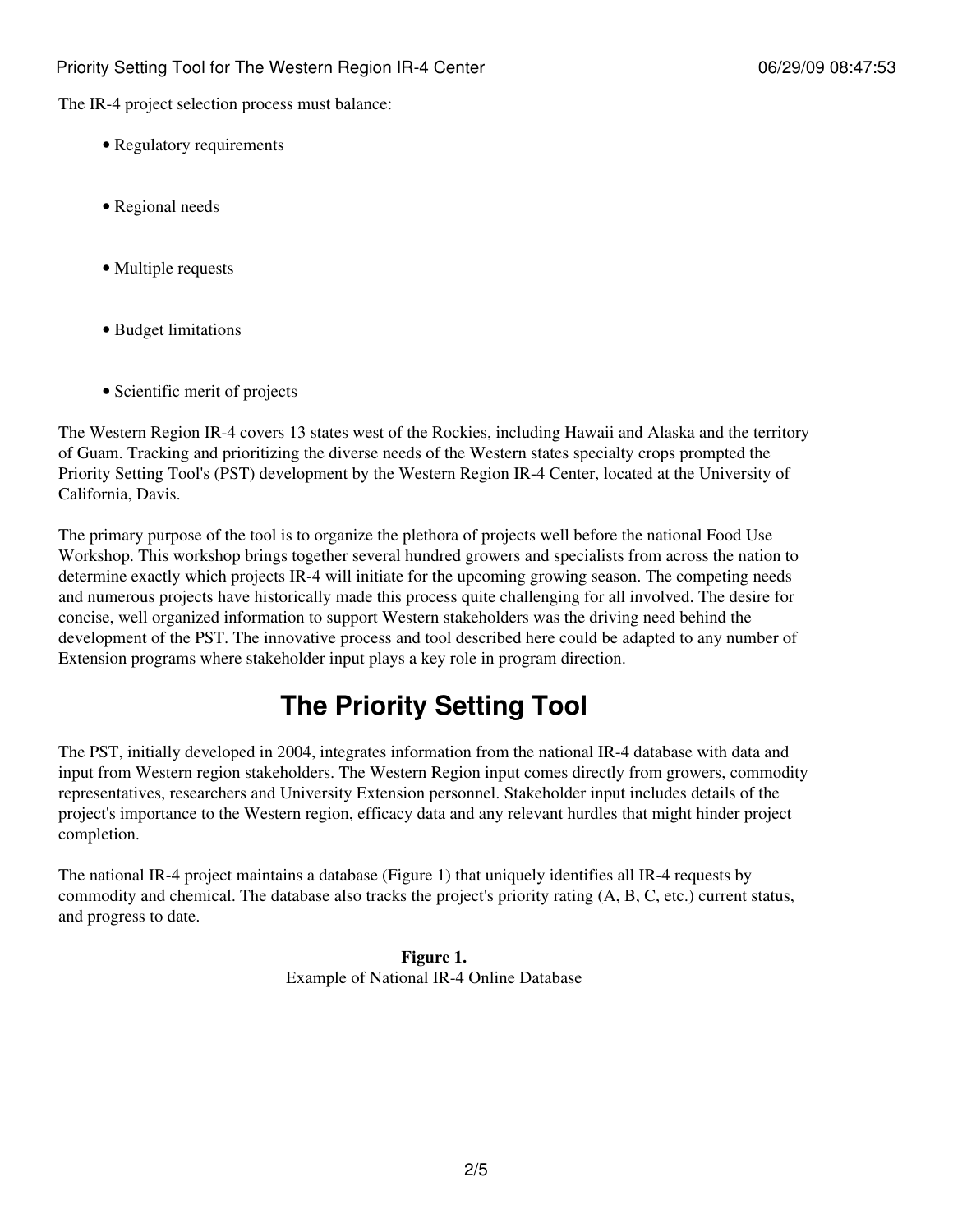The IR-4 project selection process must balance:

- Regulatory requirements
- Regional needs
- Multiple requests
- Budget limitations
- Scientific merit of projects

The Western Region IR-4 covers 13 states west of the Rockies, including Hawaii and Alaska and the territory of Guam. Tracking and prioritizing the diverse needs of the Western states specialty crops prompted the Priority Setting Tool's (PST) development by the Western Region IR-4 Center, located at the University of California, Davis.

The primary purpose of the tool is to organize the plethora of projects well before the national Food Use Workshop. This workshop brings together several hundred growers and specialists from across the nation to determine exactly which projects IR-4 will initiate for the upcoming growing season. The competing needs and numerous projects have historically made this process quite challenging for all involved. The desire for concise, well organized information to support Western stakeholders was the driving need behind the development of the PST. The innovative process and tool described here could be adapted to any number of Extension programs where stakeholder input plays a key role in program direction.

# The Priority Setting Tool

The PST, initially developed in 2004, integrates information from the national IR-4 database with data and input from Western region stakeholders. The Western Region input comes directly from growers, commodity representatives, researchers and University Extension personnel. Stakeholder input includes details of the project's importance to the Western region, efficacy data and any relevant hurdles that might hinder project completion.

The national IR-4 project maintains a database (Figure 1) that uniquely identifies all IR-4 requests by commodity and chemical. The database also tracks the project's priority rating (A, B, C, etc.) current status, and progress to date.

**Figure 1.**
Example of National IR-4 Online Database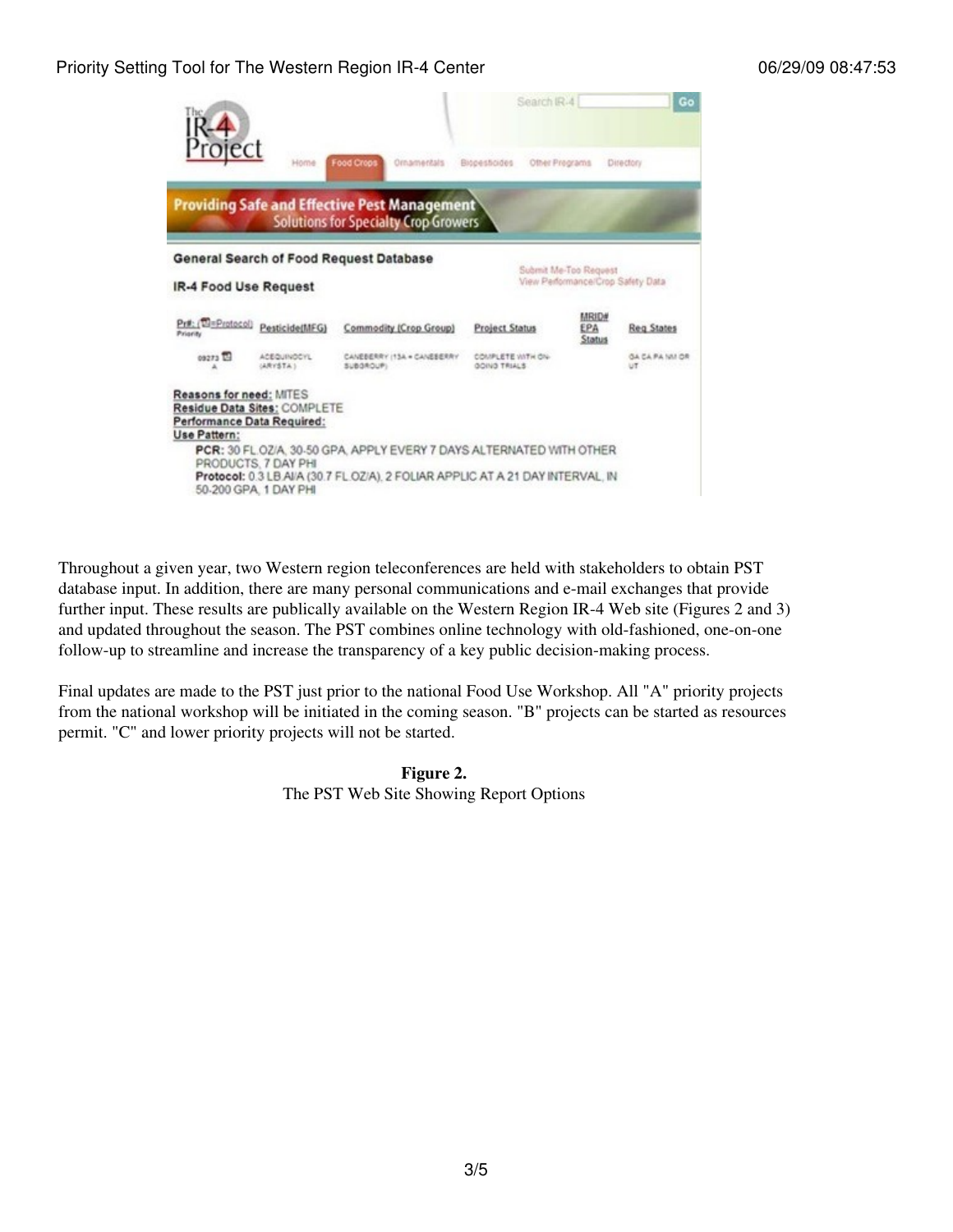**General Search of Food Request Database**

**IR-4 Food Use Request**

| Pr#: (=Protocol) Priority | Pesticide(MFG) | Commodity (Crop Group) | Project Status | MRID# EPA Status | Req States |
|---|---|---|---|---|---|
| 09273 A | ACEQUINOCYL (ARYSTA) | CANEBERRY (13A = CANEBERRY SUBGROUP) | COMPLETE WITH ON-GOING TRIALS | | GA CA PA NM OR UT |

**Reasons for need:** MITES
**Residue Data Sites:** COMPLETE
**Performance Data Required:**
**Use Pattern:**

**PCR:** 30 FL OZ/A, 30-50 GPA, APPLY EVERY 7 DAYS ALTERNATED WITH OTHER PRODUCTS, 7 DAY PHI
**Protocol:** 0.3 LB AI/A (30.7 FL OZ/A), 2 FOLIAR APPLIC AT A 21 DAY INTERVAL, IN 50-200 GPA, 1 DAY PHI

Throughout a given year, two Western region teleconferences are held with stakeholders to obtain PST database input. In addition, there are many personal communications and e-mail exchanges that provide further input. These results are publically available on the Western Region IR-4 Web site (Figures 2 and 3) and updated throughout the season. The PST combines online technology with old-fashioned, one-on-one follow-up to streamline and increase the transparency of a key public decision-making process.

Final updates are made to the PST just prior to the national Food Use Workshop. All "A" priority projects from the national workshop will be initiated in the coming season. "B" projects can be started as resources permit. "C" and lower priority projects will not be started.

**Figure 2.**
The PST Web Site Showing Report Options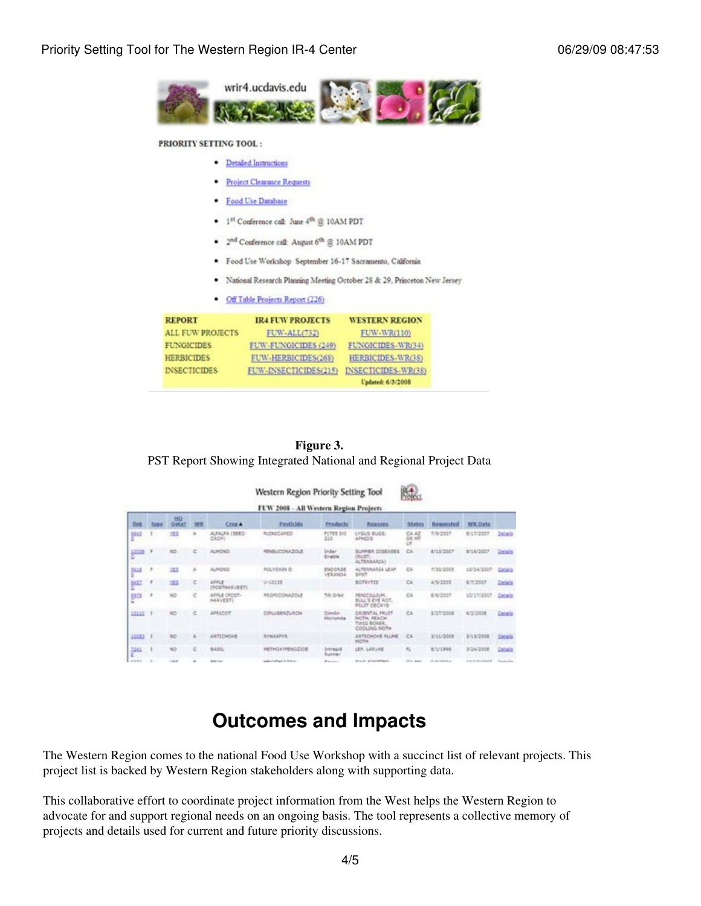wrir4.ucdavis.edu

**PRIORITY SETTING TOOL :**

- Detailed Instructions
- Project Clearance Requests
- Food Use Database
- 1st Conference call: June 4th @ 10AM PDT
- 2nd Conference call: August 6th @ 10AM PDT
- Food Use Workshop September 16-17 Sacramento, California
- National Research Planning Meeting October 28 & 29, Princeton New Jersey
- Off Table Projects Report (226)

| REPORT | IR4 FUW PROJECTS | WESTERN REGION |
|---|---|---|
| ALL FUW PROJECTS | FUW-ALL(732) | FUW-WR(110) |
| FUNGICIDES | FUW-FUNGICIDES (249) | FUNGICIDES-WR(34) |
| HERBICIDES | FUW-HERBICIDES(268) | HERBICIDES-WR(38) |
| INSECTICIDES | FUW-INSECTICIDES(215) | INSECTICIDES-WR(38) |
| | | Updated: 6/3/2008 |

**Figure 3.**
PST Report Showing Integrated National and Regional Project Data

Western Region Priority Setting Tool

FUW 2008 - All Western Region Projects

| Rnk | type | HQ Data? | WR | Crop | Pesticide | Products | Reasons | States | Requested | WR Date | |
|---|---|---|---|---|---|---|---|---|---|---|---|
| 9563 | I | YES | A | ALFALFA (SEED CROP) | FLONICAMID | F1785 IH2 220 | LYGUS BUGS, APHIDS | CA AZ OR MT UT | 7/9/2007 | 8/17/2007 | Details |
| 10028 | F | NO | C | ALMOND | FENBUCONAZOLE | Indar Enable | SUMMER DISEASES (RUST, ALTERNARIA) | CA | 8/13/2007 | 8/16/2007 | Details |
| 9515 | F | YES | A | ALMOND | POLYOXIN D | ENDORSE VERANDA | ALTERNARIA LEAF SPOT | CA | 7/30/2005 | 10/24/2007 | Details |
| 9457 | F | YES | C | APPLE (POSTHARVEST) | V-10135 | | BOTRYTIS | CA | 4/5/2005 | 6/7/2007 | Details |
| 9873 | F | NO | C | APPLE (POST-HARVEST) | PROPICONAZOLE | Tilt Orbit | PENICILLIUM, BULL'S EYE ROT, FRUIT DECAYS | CA | 8/6/2007 | 10/17/2007 | Details |
| 10111 | I | NO | C | APRICOT | DIFLUBENZURON | Dimilin Micromite | ORIENTAL FRUIT MOTH, PEACH TWIG BORER, CODLING MOTH | CA | 3/27/2008 | 6/2/2008 | Details |
| 10083 | I | NO | A | ARTICHOKE | RYNAXYPYR | | ARTICHOKE PLUME MOTH | CA | 3/11/2008 | 3/13/2008 | Details |
| 7261 | I | NO | C | BASIL | METHOXYFENOZIDE | Intrepid Runner | LEP. LARVAE | FL | 8/1/1998 | 3/24/2008 | Details |

# Outcomes and Impacts

The Western Region comes to the national Food Use Workshop with a succinct list of relevant projects. This project list is backed by Western Region stakeholders along with supporting data.

This collaborative effort to coordinate project information from the West helps the Western Region to advocate for and support regional needs on an ongoing basis. The tool represents a collective memory of projects and details used for current and future priority discussions.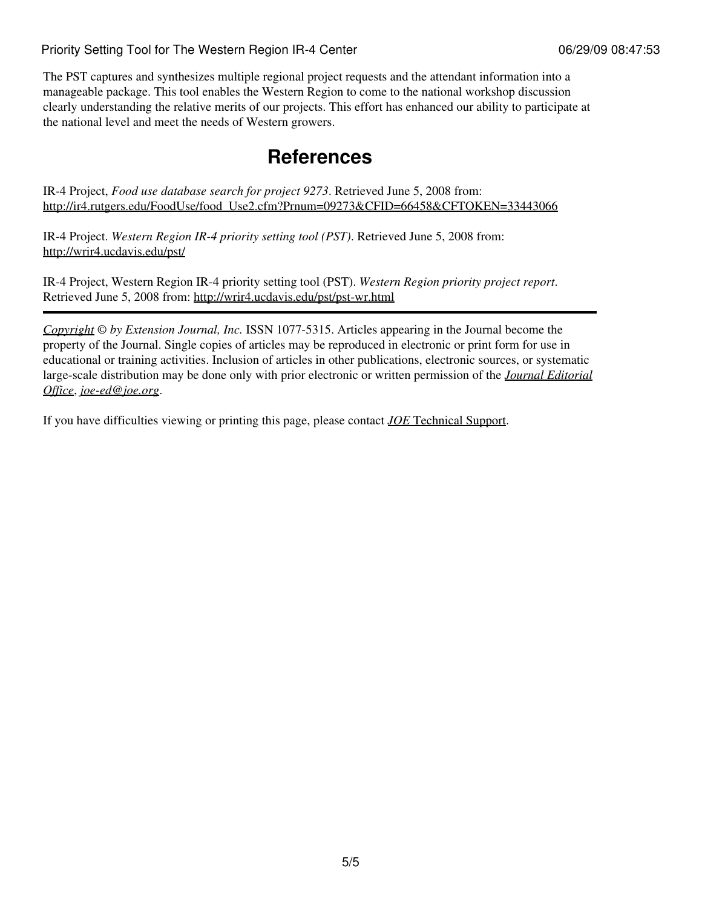The PST captures and synthesizes multiple regional project requests and the attendant information into a manageable package. This tool enables the Western Region to come to the national workshop discussion clearly understanding the relative merits of our projects. This effort has enhanced our ability to participate at the national level and meet the needs of Western growers.

## References

IR-4 Project, *Food use database search for project 9273*. Retrieved June 5, 2008 from: http://ir4.rutgers.edu/FoodUse/food_Use2.cfm?Prnum=09273&CFID=66458&CFTOKEN=33443066

IR-4 Project. *Western Region IR-4 priority setting tool (PST)*. Retrieved June 5, 2008 from: http://wrir4.ucdavis.edu/pst/

IR-4 Project, Western Region IR-4 priority setting tool (PST). *Western Region priority project report*. Retrieved June 5, 2008 from: http://wrir4.ucdavis.edu/pst/pst-wr.html

---

*Copyright © by Extension Journal, Inc.* ISSN 1077-5315. Articles appearing in the Journal become the property of the Journal. Single copies of articles may be reproduced in electronic or print form for use in educational or training activities. Inclusion of articles in other publications, electronic sources, or systematic large-scale distribution may be done only with prior electronic or written permission of the *Journal Editorial Office*, *joe-ed@joe.org*.

If you have difficulties viewing or printing this page, please contact *JOE* Technical Support.